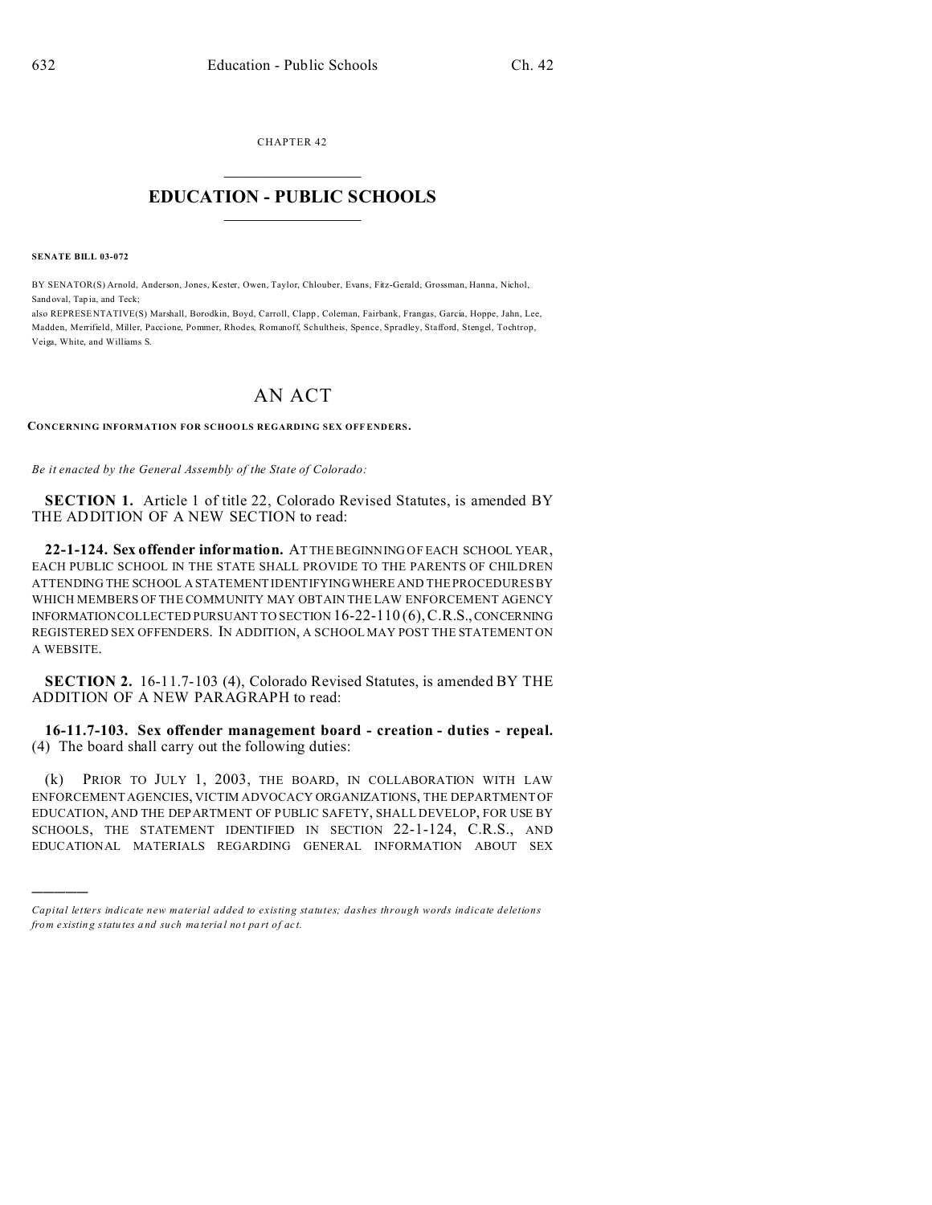CHAPTER 42

# EDUCATION - PUBLIC SCHOOLS

**SENATE BILL 03-072**

BY SENATOR(S) Arnold, Anderson, Jones, Kester, Owen, Taylor, Chlouber, Evans, Fitz-Gerald, Grossman, Hanna, Nichol, Sandoval, Tapia, and Teck;

also REPRESENTATIVE(S) Marshall, Borodkin, Boyd, Carroll, Clapp, Coleman, Fairbank, Frangas, Garcia, Hoppe, Jahn, Lee, Madden, Merrifield, Miller, Paccione, Pommer, Rhodes, Romanoff, Schultheis, Spence, Spradley, Stafford, Stengel, Tochtrop, Veiga, White, and Williams S.

# AN ACT

**CONCERNING INFORMATION FOR SCHOOLS REGARDING SEX OFFENDERS.**

*Be it enacted by the General Assembly of the State of Colorado:*

**SECTION 1.** Article 1 of title 22, Colorado Revised Statutes, is amended BY THE ADDITION OF A NEW SECTION to read:

**22-1-124. Sex offender information.** AT THE BEGINNING OF EACH SCHOOL YEAR, EACH PUBLIC SCHOOL IN THE STATE SHALL PROVIDE TO THE PARENTS OF CHILDREN ATTENDING THE SCHOOL A STATEMENT IDENTIFYING WHERE AND THE PROCEDURES BY WHICH MEMBERS OF THE COMMUNITY MAY OBTAIN THE LAW ENFORCEMENT AGENCY INFORMATION COLLECTED PURSUANT TO SECTION 16-22-110 (6), C.R.S., CONCERNING REGISTERED SEX OFFENDERS. IN ADDITION, A SCHOOL MAY POST THE STATEMENT ON A WEBSITE.

**SECTION 2.** 16-11.7-103 (4), Colorado Revised Statutes, is amended BY THE ADDITION OF A NEW PARAGRAPH to read:

**16-11.7-103. Sex offender management board - creation - duties - repeal.** (4) The board shall carry out the following duties:

(k) PRIOR TO JULY 1, 2003, THE BOARD, IN COLLABORATION WITH LAW ENFORCEMENT AGENCIES, VICTIM ADVOCACY ORGANIZATIONS, THE DEPARTMENT OF EDUCATION, AND THE DEPARTMENT OF PUBLIC SAFETY, SHALL DEVELOP, FOR USE BY SCHOOLS, THE STATEMENT IDENTIFIED IN SECTION 22-1-124, C.R.S., AND EDUCATIONAL MATERIALS REGARDING GENERAL INFORMATION ABOUT SEX

---

*Capital letters indicate new material added to existing statutes; dashes through words indicate deletions from existing statutes and such material not part of act.*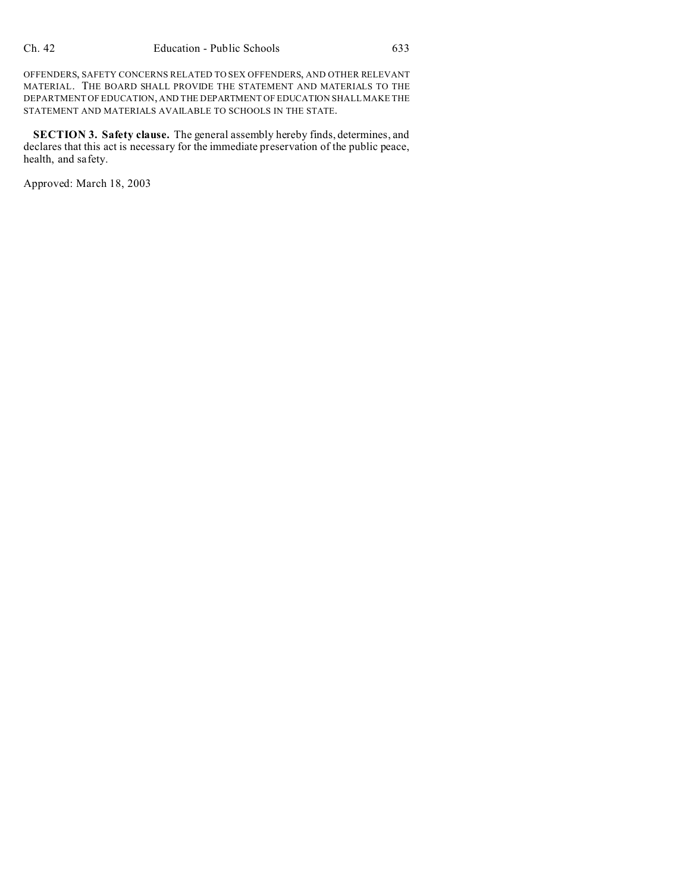OFFENDERS, SAFETY CONCERNS RELATED TO SEX OFFENDERS, AND OTHER RELEVANT MATERIAL. THE BOARD SHALL PROVIDE THE STATEMENT AND MATERIALS TO THE DEPARTMENT OF EDUCATION, AND THE DEPARTMENT OF EDUCATION SHALL MAKE THE STATEMENT AND MATERIALS AVAILABLE TO SCHOOLS IN THE STATE.

**SECTION 3. Safety clause.** The general assembly hereby finds, determines, and declares that this act is necessary for the immediate preservation of the public peace, health, and safety.

Approved: March 18, 2003